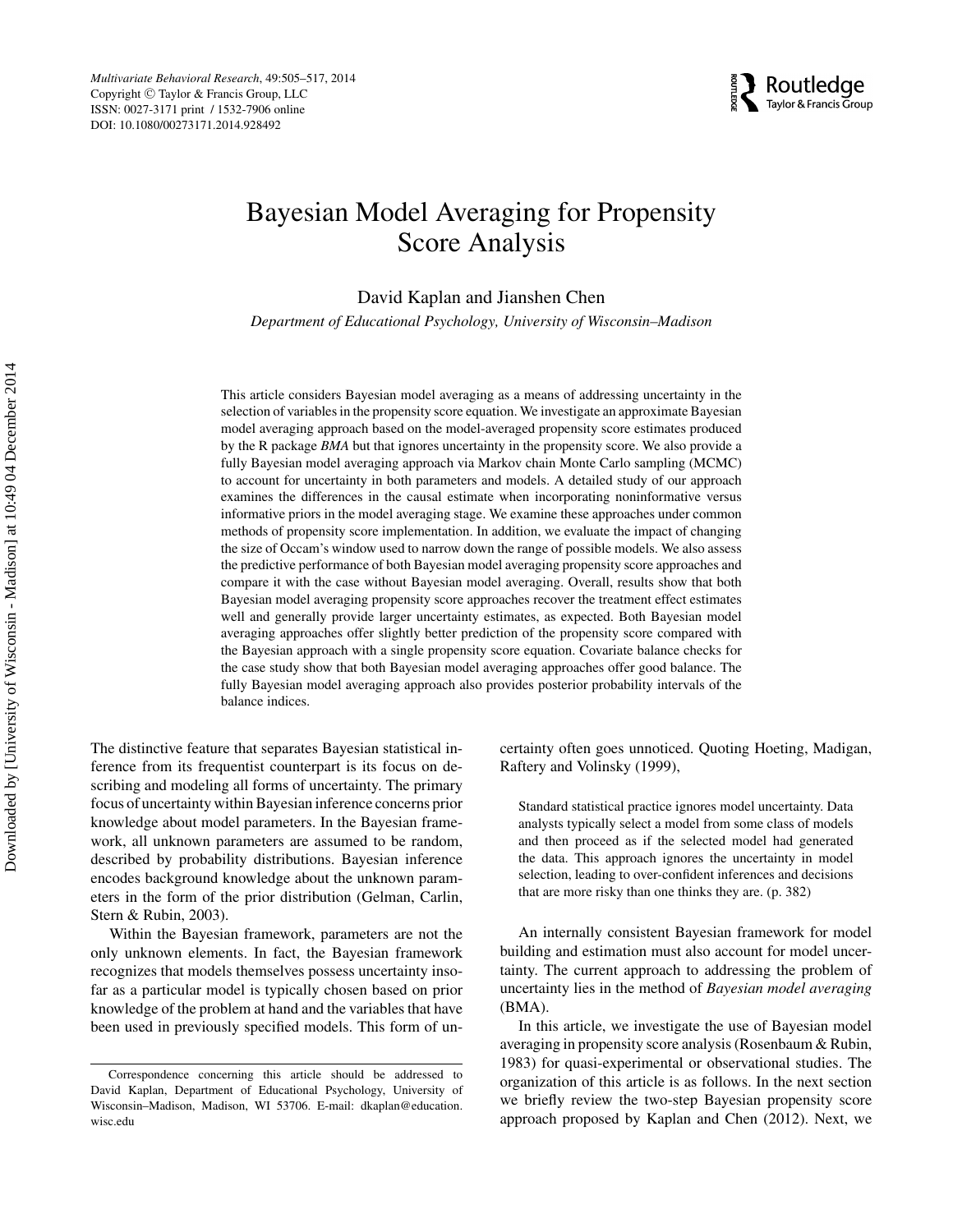# Bayesian Model Averaging for Propensity Score Analysis

David Kaplan and Jianshen Chen

*Department of Educational Psychology, University of Wisconsin–Madison*

This article considers Bayesian model averaging as a means of addressing uncertainty in the selection of variables in the propensity score equation. We investigate an approximate Bayesian model averaging approach based on the model-averaged propensity score estimates produced by the R package *BMA* but that ignores uncertainty in the propensity score. We also provide a fully Bayesian model averaging approach via Markov chain Monte Carlo sampling (MCMC) to account for uncertainty in both parameters and models. A detailed study of our approach examines the differences in the causal estimate when incorporating noninformative versus informative priors in the model averaging stage. We examine these approaches under common methods of propensity score implementation. In addition, we evaluate the impact of changing the size of Occam's window used to narrow down the range of possible models. We also assess the predictive performance of both Bayesian model averaging propensity score approaches and compare it with the case without Bayesian model averaging. Overall, results show that both Bayesian model averaging propensity score approaches recover the treatment effect estimates well and generally provide larger uncertainty estimates, as expected. Both Bayesian model averaging approaches offer slightly better prediction of the propensity score compared with the Bayesian approach with a single propensity score equation. Covariate balance checks for the case study show that both Bayesian model averaging approaches offer good balance. The fully Bayesian model averaging approach also provides posterior probability intervals of the balance indices.

The distinctive feature that separates Bayesian statistical inference from its frequentist counterpart is its focus on describing and modeling all forms of uncertainty. The primary focus of uncertainty within Bayesian inference concerns prior knowledge about model parameters. In the Bayesian framework, all unknown parameters are assumed to be random, described by probability distributions. Bayesian inference encodes background knowledge about the unknown parameters in the form of the prior distribution (Gelman, Carlin, Stern & Rubin, 2003).

Within the Bayesian framework, parameters are not the only unknown elements. In fact, the Bayesian framework recognizes that models themselves possess uncertainty insofar as a particular model is typically chosen based on prior knowledge of the problem at hand and the variables that have been used in previously specified models. This form of uncertainty often goes unnoticed. Quoting Hoeting, Madigan, Raftery and Volinsky (1999),

> Standard statistical practice ignores model uncertainty. Data analysts typically select a model from some class of models and then proceed as if the selected model had generated the data. This approach ignores the uncertainty in model selection, leading to over-confident inferences and decisions that are more risky than one thinks they are. (p. 382)

An internally consistent Bayesian framework for model building and estimation must also account for model uncertainty. The current approach to addressing the problem of uncertainty lies in the method of *Bayesian model averaging* (BMA).

In this article, we investigate the use of Bayesian model averaging in propensity score analysis (Rosenbaum & Rubin, 1983) for quasi-experimental or observational studies. The organization of this article is as follows. In the next section we briefly review the two-step Bayesian propensity score approach proposed by Kaplan and Chen (2012). Next, we

Correspondence concerning this article should be addressed to David Kaplan, Department of Educational Psychology, University of Wisconsin–Madison, Madison, WI 53706. E-mail: dkaplan@education.wisc.edu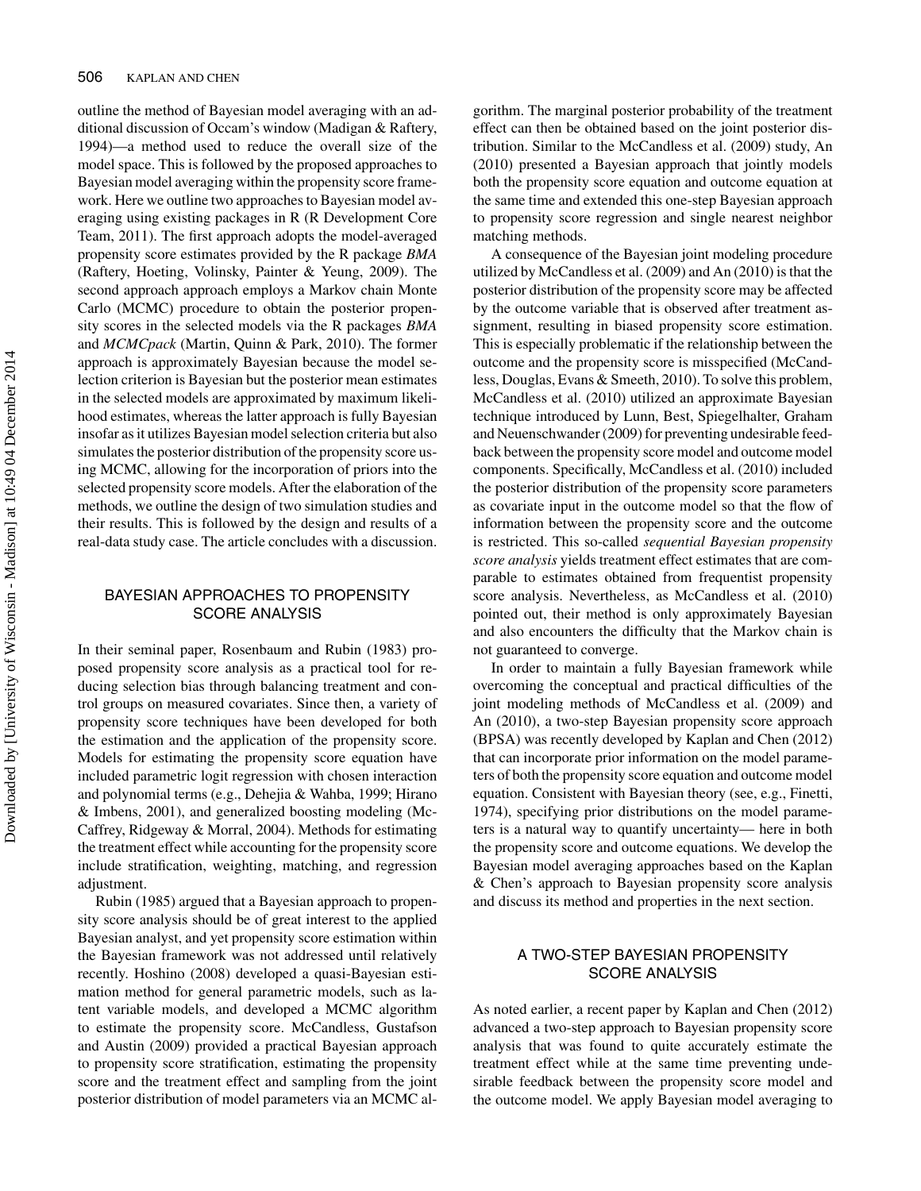outline the method of Bayesian model averaging with an additional discussion of Occam's window (Madigan & Raftery, 1994)—a method used to reduce the overall size of the model space. This is followed by the proposed approaches to Bayesian model averaging within the propensity score framework. Here we outline two approaches to Bayesian model averaging using existing packages in R (R Development Core Team, 2011). The first approach adopts the model-averaged propensity score estimates provided by the R package *BMA* (Raftery, Hoeting, Volinsky, Painter & Yeung, 2009). The second approach approach employs a Markov chain Monte Carlo (MCMC) procedure to obtain the posterior propensity scores in the selected models via the R packages *BMA* and *MCMCpack* (Martin, Quinn & Park, 2010). The former approach is approximately Bayesian because the model selection criterion is Bayesian but the posterior mean estimates in the selected models are approximated by maximum likelihood estimates, whereas the latter approach is fully Bayesian insofar as it utilizes Bayesian model selection criteria but also simulates the posterior distribution of the propensity score using MCMC, allowing for the incorporation of priors into the selected propensity score models. After the elaboration of the methods, we outline the design of two simulation studies and their results. This is followed by the design and results of a real-data study case. The article concludes with a discussion.

## BAYESIAN APPROACHES TO PROPENSITY SCORE ANALYSIS

In their seminal paper, Rosenbaum and Rubin (1983) proposed propensity score analysis as a practical tool for reducing selection bias through balancing treatment and control groups on measured covariates. Since then, a variety of propensity score techniques have been developed for both the estimation and the application of the propensity score. Models for estimating the propensity score equation have included parametric logit regression with chosen interaction and polynomial terms (e.g., Dehejia & Wahba, 1999; Hirano & Imbens, 2001), and generalized boosting modeling (McCaffrey, Ridgeway & Morral, 2004). Methods for estimating the treatment effect while accounting for the propensity score include stratification, weighting, matching, and regression adjustment.

Rubin (1985) argued that a Bayesian approach to propensity score analysis should be of great interest to the applied Bayesian analyst, and yet propensity score estimation within the Bayesian framework was not addressed until relatively recently. Hoshino (2008) developed a quasi-Bayesian estimation method for general parametric models, such as latent variable models, and developed a MCMC algorithm to estimate the propensity score. McCandless, Gustafson and Austin (2009) provided a practical Bayesian approach to propensity score stratification, estimating the propensity score and the treatment effect and sampling from the joint posterior distribution of model parameters via an MCMC algorithm. The marginal posterior probability of the treatment effect can then be obtained based on the joint posterior distribution. Similar to the McCandless et al. (2009) study, An (2010) presented a Bayesian approach that jointly models both the propensity score equation and outcome equation at the same time and extended this one-step Bayesian approach to propensity score regression and single nearest neighbor matching methods.

A consequence of the Bayesian joint modeling procedure utilized by McCandless et al. (2009) and An (2010) is that the posterior distribution of the propensity score may be affected by the outcome variable that is observed after treatment assignment, resulting in biased propensity score estimation. This is especially problematic if the relationship between the outcome and the propensity score is misspecified (McCandless, Douglas, Evans & Smeeth, 2010). To solve this problem, McCandless et al. (2010) utilized an approximate Bayesian technique introduced by Lunn, Best, Spiegelhalter, Graham and Neuenschwander (2009) for preventing undesirable feedback between the propensity score model and outcome model components. Specifically, McCandless et al. (2010) included the posterior distribution of the propensity score parameters as covariate input in the outcome model so that the flow of information between the propensity score and the outcome is restricted. This so-called *sequential Bayesian propensity score analysis* yields treatment effect estimates that are comparable to estimates obtained from frequentist propensity score analysis. Nevertheless, as McCandless et al. (2010) pointed out, their method is only approximately Bayesian and also encounters the difficulty that the Markov chain is not guaranteed to converge.

In order to maintain a fully Bayesian framework while overcoming the conceptual and practical difficulties of the joint modeling methods of McCandless et al. (2009) and An (2010), a two-step Bayesian propensity score approach (BPSA) was recently developed by Kaplan and Chen (2012) that can incorporate prior information on the model parameters of both the propensity score equation and outcome model equation. Consistent with Bayesian theory (see, e.g., Finetti, 1974), specifying prior distributions on the model parameters is a natural way to quantify uncertainty— here in both the propensity score and outcome equations. We develop the Bayesian model averaging approaches based on the Kaplan & Chen's approach to Bayesian propensity score analysis and discuss its method and properties in the next section.

## A TWO-STEP BAYESIAN PROPENSITY SCORE ANALYSIS

As noted earlier, a recent paper by Kaplan and Chen (2012) advanced a two-step approach to Bayesian propensity score analysis that was found to quite accurately estimate the treatment effect while at the same time preventing undesirable feedback between the propensity score model and the outcome model. We apply Bayesian model averaging to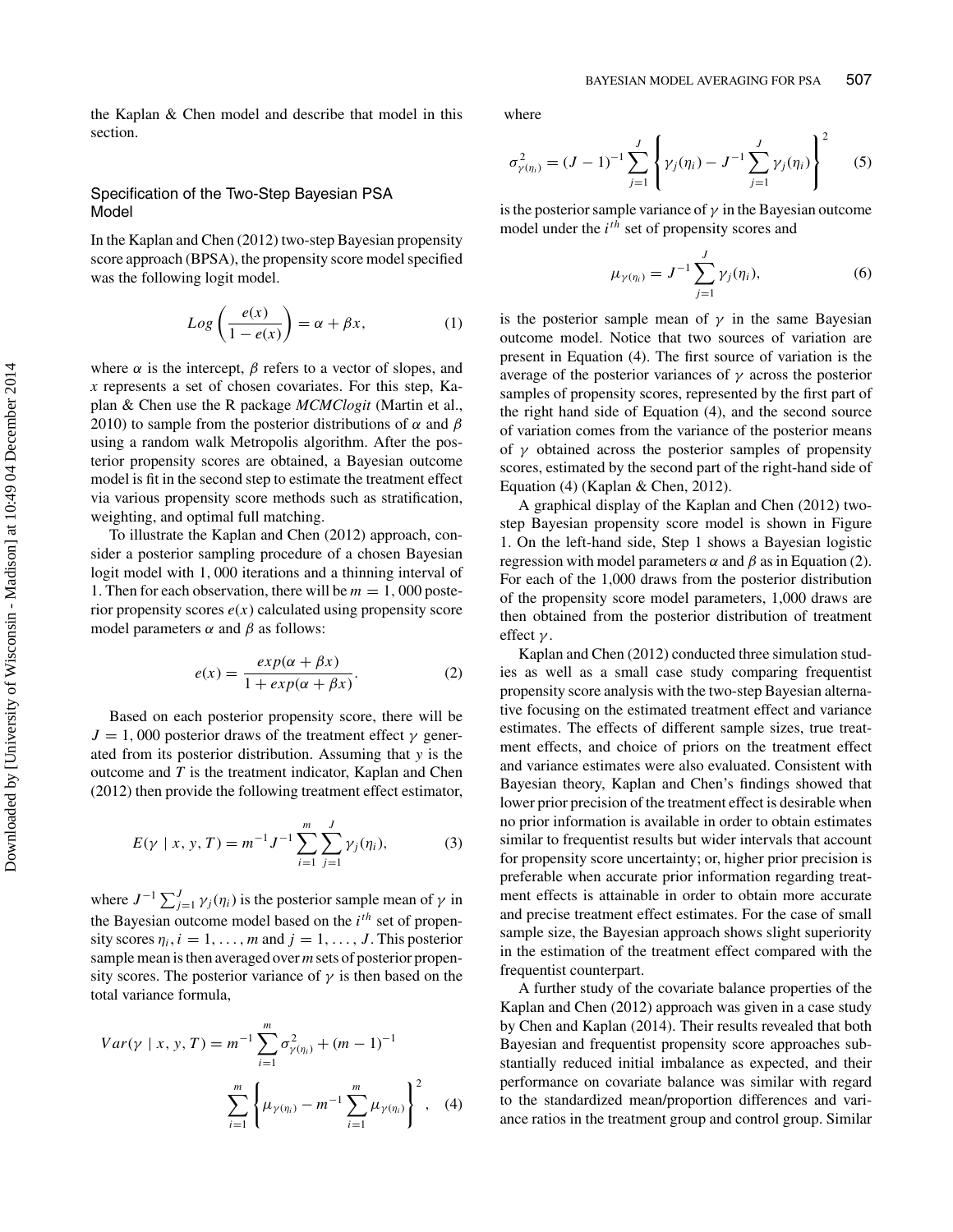the Kaplan & Chen model and describe that model in this section.

## Specification of the Two-Step Bayesian PSA Model

In the Kaplan and Chen (2012) two-step Bayesian propensity score approach (BPSA), the propensity score model specified was the following logit model.

$$Log\left(\frac{e(x)}{1-e(x)}\right) = \alpha + \beta x, \tag{1}$$

where $\alpha$ is the intercept, $\beta$ refers to a vector of slopes, and $x$ represents a set of chosen covariates. For this step, Kaplan & Chen use the R package *MCMClogit* (Martin et al., 2010) to sample from the posterior distributions of $\alpha$ and $\beta$ using a random walk Metropolis algorithm. After the posterior propensity scores are obtained, a Bayesian outcome model is fit in the second step to estimate the treatment effect via various propensity score methods such as stratification, weighting, and optimal full matching.

To illustrate the Kaplan and Chen (2012) approach, consider a posterior sampling procedure of a chosen Bayesian logit model with 1, 000 iterations and a thinning interval of 1. Then for each observation, there will be $m = 1,000$ posterior propensity scores $e(x)$ calculated using propensity score model parameters $\alpha$ and $\beta$ as follows:

$$e(x) = \frac{exp(\alpha + \beta x)}{1 + exp(\alpha + \beta x)}. \tag{2}$$

Based on each posterior propensity score, there will be $J = 1,000$ posterior draws of the treatment effect $\gamma$ generated from its posterior distribution. Assuming that $y$ is the outcome and $T$ is the treatment indicator, Kaplan and Chen (2012) then provide the following treatment effect estimator,

$$E(\gamma \mid x, y, T) = m^{-1} J^{-1} \sum_{i=1}^{m} \sum_{j=1}^{J} \gamma_j(\eta_i), \tag{3}$$

where $J^{-1}\sum_{j=1}^{J} \gamma_j(\eta_i)$ is the posterior sample mean of $\gamma$ in the Bayesian outcome model based on the $i^{th}$ set of propensity scores $\eta_i, i = 1, \ldots, m$ and $j = 1, \ldots, J$. This posterior sample mean is then averaged over $m$ sets of posterior propensity scores. The posterior variance of $\gamma$ is then based on the total variance formula,

$$Var(\gamma \mid x, y, T) = m^{-1} \sum_{i=1}^{m} \sigma^2_{\gamma(\eta_i)} + (m-1)^{-1} \sum_{i=1}^{m} \left\{ \mu_{\gamma(\eta_i)} - m^{-1} \sum_{i=1}^{m} \mu_{\gamma(\eta_i)} \right\}^2, \tag{4}$$

where

$$\sigma^2_{\gamma(\eta_i)} = (J-1)^{-1} \sum_{j=1}^{J} \left\{ \gamma_j(\eta_i) - J^{-1} \sum_{j=1}^{J} \gamma_j(\eta_i) \right\}^2 \tag{5}$$

is the posterior sample variance of $\gamma$ in the Bayesian outcome model under the $i^{th}$ set of propensity scores and

$$\mu_{\gamma(\eta_i)} = J^{-1} \sum_{j=1}^{J} \gamma_j(\eta_i), \tag{6}$$

is the posterior sample mean of $\gamma$ in the same Bayesian outcome model. Notice that two sources of variation are present in Equation (4). The first source of variation is the average of the posterior variances of $\gamma$ across the posterior samples of propensity scores, represented by the first part of the right hand side of Equation (4), and the second source of variation comes from the variance of the posterior means of $\gamma$ obtained across the posterior samples of propensity scores, estimated by the second part of the right-hand side of Equation (4) (Kaplan & Chen, 2012).

A graphical display of the Kaplan and Chen (2012) two-step Bayesian propensity score model is shown in Figure 1. On the left-hand side, Step 1 shows a Bayesian logistic regression with model parameters $\alpha$ and $\beta$ as in Equation (2). For each of the 1,000 draws from the posterior distribution of the propensity score model parameters, 1,000 draws are then obtained from the posterior distribution of treatment effect $\gamma$.

Kaplan and Chen (2012) conducted three simulation studies as well as a small case study comparing frequentist propensity score analysis with the two-step Bayesian alternative focusing on the estimated treatment effect and variance estimates. The effects of different sample sizes, true treatment effects, and choice of priors on the treatment effect and variance estimates were also evaluated. Consistent with Bayesian theory, Kaplan and Chen's findings showed that lower prior precision of the treatment effect is desirable when no prior information is available in order to obtain estimates similar to frequentist results but wider intervals that account for propensity score uncertainty; or, higher prior precision is preferable when accurate prior information regarding treatment effects is attainable in order to obtain more accurate and precise treatment effect estimates. For the case of small sample size, the Bayesian approach shows slight superiority in the estimation of the treatment effect compared with the frequentist counterpart.

A further study of the covariate balance properties of the Kaplan and Chen (2012) approach was given in a case study by Chen and Kaplan (2014). Their results revealed that both Bayesian and frequentist propensity score approaches substantially reduced initial imbalance as expected, and their performance on covariate balance was similar with regard to the standardized mean/proportion differences and variance ratios in the treatment group and control group. Similar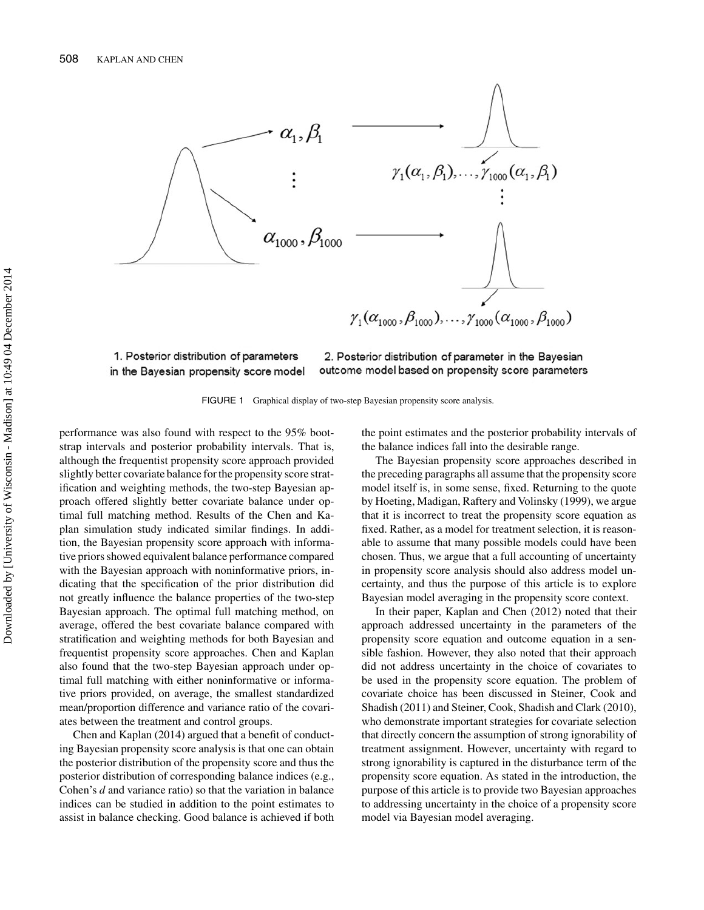1. Posterior distribution of parameters in the Bayesian propensity score model

2. Posterior distribution of parameter in the Bayesian outcome model based on propensity score parameters

FIGURE 1 Graphical display of two-step Bayesian propensity score analysis.

performance was also found with respect to the 95% bootstrap intervals and posterior probability intervals. That is, although the frequentist propensity score approach provided slightly better covariate balance for the propensity score stratification and weighting methods, the two-step Bayesian approach offered slightly better covariate balance under optimal full matching method. Results of the Chen and Kaplan simulation study indicated similar findings. In addition, the Bayesian propensity score approach with informative priors showed equivalent balance performance compared with the Bayesian approach with noninformative priors, indicating that the specification of the prior distribution did not greatly influence the balance properties of the two-step Bayesian approach. The optimal full matching method, on average, offered the best covariate balance compared with stratification and weighting methods for both Bayesian and frequentist propensity score approaches. Chen and Kaplan also found that the two-step Bayesian approach under optimal full matching with either noninformative or informative priors provided, on average, the smallest standardized mean/proportion difference and variance ratio of the covariates between the treatment and control groups.

Chen and Kaplan (2014) argued that a benefit of conducting Bayesian propensity score analysis is that one can obtain the posterior distribution of the propensity score and thus the posterior distribution of corresponding balance indices (e.g., Cohen's *d* and variance ratio) so that the variation in balance indices can be studied in addition to the point estimates to assist in balance checking. Good balance is achieved if both the point estimates and the posterior probability intervals of the balance indices fall into the desirable range.

The Bayesian propensity score approaches described in the preceding paragraphs all assume that the propensity score model itself is, in some sense, fixed. Returning to the quote by Hoeting, Madigan, Raftery and Volinsky (1999), we argue that it is incorrect to treat the propensity score equation as fixed. Rather, as a model for treatment selection, it is reasonable to assume that many possible models could have been chosen. Thus, we argue that a full accounting of uncertainty in propensity score analysis should also address model uncertainty, and thus the purpose of this article is to explore Bayesian model averaging in the propensity score context.

In their paper, Kaplan and Chen (2012) noted that their approach addressed uncertainty in the parameters of the propensity score equation and outcome equation in a sensible fashion. However, they also noted that their approach did not address uncertainty in the choice of covariates to be used in the propensity score equation. The problem of covariate choice has been discussed in Steiner, Cook and Shadish (2011) and Steiner, Cook, Shadish and Clark (2010), who demonstrate important strategies for covariate selection that directly concern the assumption of strong ignorability of treatment assignment. However, uncertainty with regard to strong ignorability is captured in the disturbance term of the propensity score equation. As stated in the introduction, the purpose of this article is to provide two Bayesian approaches to addressing uncertainty in the choice of a propensity score model via Bayesian model averaging.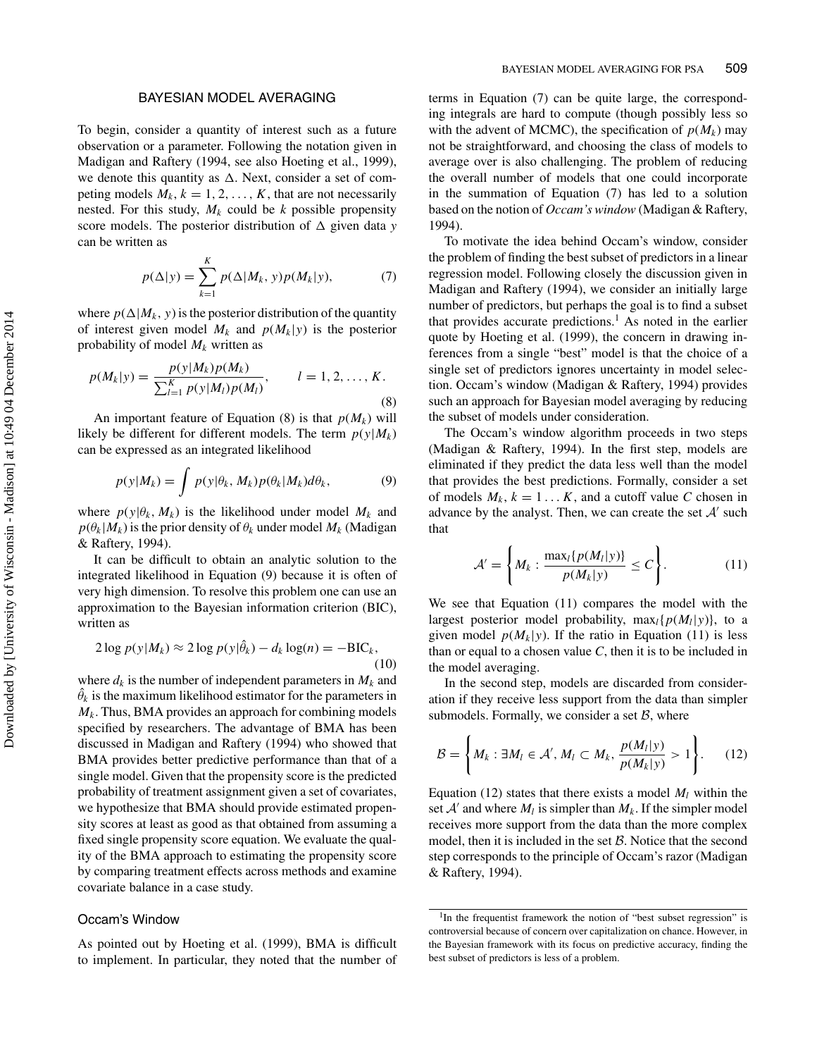## BAYESIAN MODEL AVERAGING

To begin, consider a quantity of interest such as a future observation or a parameter. Following the notation given in Madigan and Raftery (1994, see also Hoeting et al., 1999), we denote this quantity as $\Delta$. Next, consider a set of competing models $M_k$, $k = 1, 2, \ldots, K$, that are not necessarily nested. For this study, $M_k$ could be $k$ possible propensity score models. The posterior distribution of $\Delta$ given data $y$ can be written as

$$p(\Delta|y) = \sum_{k=1}^{K} p(\Delta|M_k, y)p(M_k|y), \tag{7}$$

where $p(\Delta|M_k, y)$ is the posterior distribution of the quantity of interest given model $M_k$ and $p(M_k|y)$ is the posterior probability of model $M_k$ written as

$$p(M_k|y) = \frac{p(y|M_k)p(M_k)}{\sum_{l=1}^{K} p(y|M_l)p(M_l)}, \qquad l = 1, 2, \ldots, K. \tag{8}$$

An important feature of Equation (8) is that $p(M_k)$ will likely be different for different models. The term $p(y|M_k)$ can be expressed as an integrated likelihood

$$p(y|M_k) = \int p(y|\theta_k, M_k)p(\theta_k|M_k)d\theta_k, \tag{9}$$

where $p(y|\theta_k, M_k)$ is the likelihood under model $M_k$ and $p(\theta_k|M_k)$ is the prior density of $\theta_k$ under model $M_k$ (Madigan & Raftery, 1994).

It can be difficult to obtain an analytic solution to the integrated likelihood in Equation (9) because it is often of very high dimension. To resolve this problem one can use an approximation to the Bayesian information criterion (BIC), written as

$$2 \log p(y|M_k) \approx 2 \log p(y|\hat{\theta}_k) - d_k \log(n) = -\text{BIC}_k, \tag{10}$$

where $d_k$ is the number of independent parameters in $M_k$ and $\hat{\theta}_k$ is the maximum likelihood estimator for the parameters in $M_k$. Thus, BMA provides an approach for combining models specified by researchers. The advantage of BMA has been discussed in Madigan and Raftery (1994) who showed that BMA provides better predictive performance than that of a single model. Given that the propensity score is the predicted probability of treatment assignment given a set of covariates, we hypothesize that BMA should provide estimated propensity scores at least as good as that obtained from assuming a fixed single propensity score equation. We evaluate the quality of the BMA approach to estimating the propensity score by comparing treatment effects across methods and examine covariate balance in a case study.

### Occam's Window

As pointed out by Hoeting et al. (1999), BMA is difficult to implement. In particular, they noted that the number of terms in Equation (7) can be quite large, the corresponding integrals are hard to compute (though possibly less so with the advent of MCMC), the specification of $p(M_k)$ may not be straightforward, and choosing the class of models to average over is also challenging. The problem of reducing the overall number of models that one could incorporate in the summation of Equation (7) has led to a solution based on the notion of *Occam's window* (Madigan & Raftery, 1994).

To motivate the idea behind Occam's window, consider the problem of finding the best subset of predictors in a linear regression model. Following closely the discussion given in Madigan and Raftery (1994), we consider an initially large number of predictors, but perhaps the goal is to find a subset that provides accurate predictions.[1] As noted in the earlier quote by Hoeting et al. (1999), the concern in drawing inferences from a single "best" model is that the choice of a single set of predictors ignores uncertainty in model selection. Occam's window (Madigan & Raftery, 1994) provides such an approach for Bayesian model averaging by reducing the subset of models under consideration.

The Occam's window algorithm proceeds in two steps (Madigan & Raftery, 1994). In the first step, models are eliminated if they predict the data less well than the model that provides the best predictions. Formally, consider a set of models $M_k$, $k = 1 \ldots K$, and a cutoff value $C$ chosen in advance by the analyst. Then, we can create the set $\mathcal{A}'$ such that

$$\mathcal{A}' = \left\{ M_k : \frac{\max_l\{p(M_l|y)\}}{p(M_k|y)} \leq C \right\}. \tag{11}$$

We see that Equation (11) compares the model with the largest posterior model probability, $\max_l\{p(M_l|y)\}$, to a given model $p(M_k|y)$. If the ratio in Equation (11) is less than or equal to a chosen value $C$, then it is to be included in the model averaging.

In the second step, models are discarded from consideration if they receive less support from the data than simpler submodels. Formally, we consider a set $\mathcal{B}$, where

$$\mathcal{B} = \left\{ M_k : \exists M_l \in \mathcal{A}', M_l \subset M_k, \frac{p(M_l|y)}{p(M_k|y)} > 1 \right\}. \tag{12}$$

Equation (12) states that there exists a model $M_l$ within the set $\mathcal{A}'$ and where $M_l$ is simpler than $M_k$. If the simpler model receives more support from the data than the more complex model, then it is included in the set $\mathcal{B}$. Notice that the second step corresponds to the principle of Occam's razor (Madigan & Raftery, 1994).

[1] In the frequentist framework the notion of "best subset regression" is controversial because of concern over capitalization on chance. However, in the Bayesian framework with its focus on predictive accuracy, finding the best subset of predictors is less of a problem.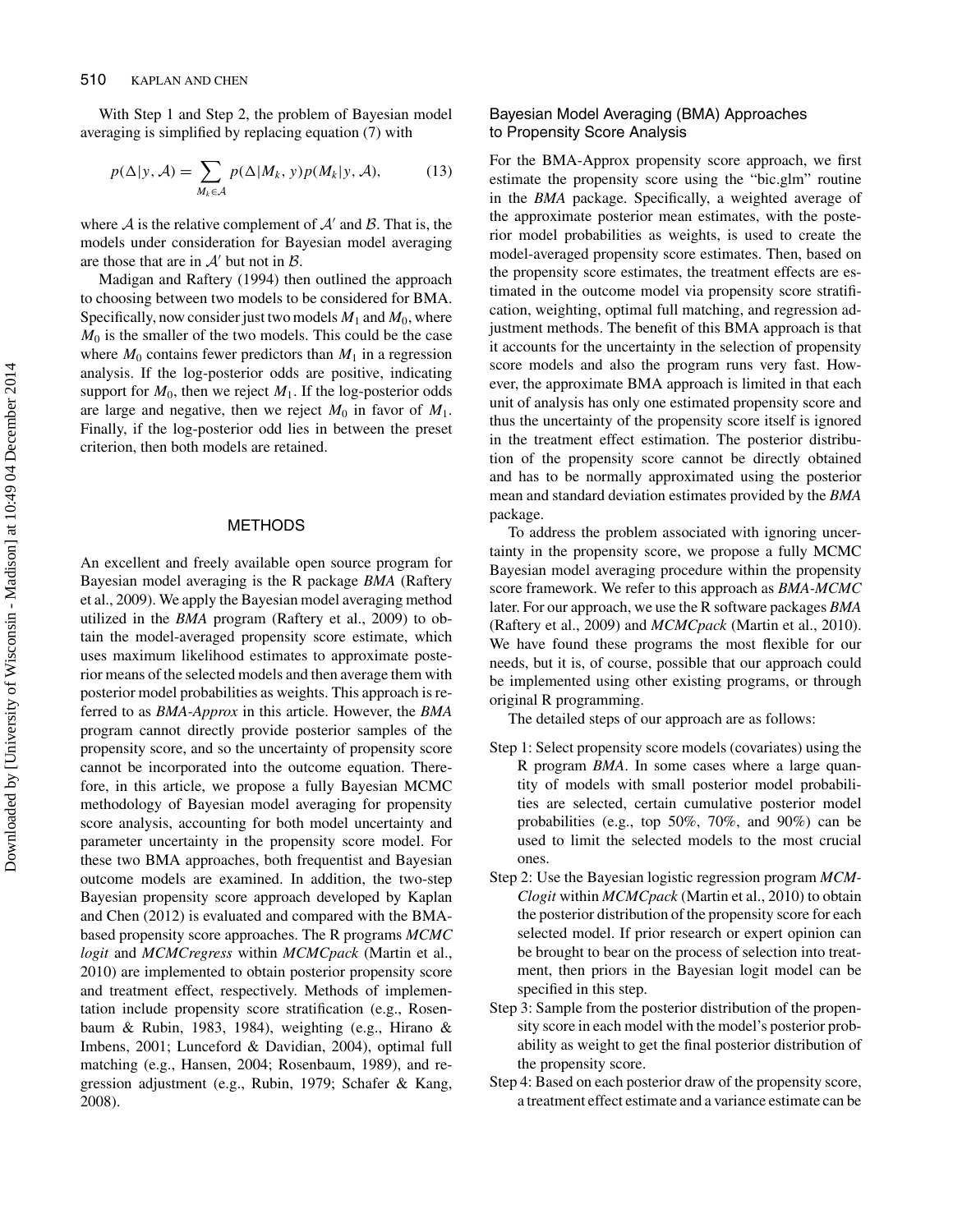With Step 1 and Step 2, the problem of Bayesian model averaging is simplified by replacing equation (7) with

$$p(\Delta|y, \mathcal{A}) = \sum_{M_k \in \mathcal{A}} p(\Delta|M_k, y)p(M_k|y, \mathcal{A}), \tag{13}$$

where $\mathcal{A}$ is the relative complement of $\mathcal{A}'$ and $\mathcal{B}$. That is, the models under consideration for Bayesian model averaging are those that are in $\mathcal{A}'$ but not in $\mathcal{B}$.

Madigan and Raftery (1994) then outlined the approach to choosing between two models to be considered for BMA. Specifically, now consider just two models $M_1$ and $M_0$, where $M_0$ is the smaller of the two models. This could be the case where $M_0$ contains fewer predictors than $M_1$ in a regression analysis. If the log-posterior odds are positive, indicating support for $M_0$, then we reject $M_1$. If the log-posterior odds are large and negative, then we reject $M_0$ in favor of $M_1$. Finally, if the log-posterior odd lies in between the preset criterion, then both models are retained.

## METHODS

An excellent and freely available open source program for Bayesian model averaging is the R package *BMA* (Raftery et al., 2009). We apply the Bayesian model averaging method utilized in the *BMA* program (Raftery et al., 2009) to obtain the model-averaged propensity score estimate, which uses maximum likelihood estimates to approximate posterior means of the selected models and then average them with posterior model probabilities as weights. This approach is referred to as *BMA-Approx* in this article. However, the *BMA* program cannot directly provide posterior samples of the propensity score, and so the uncertainty of propensity score cannot be incorporated into the outcome equation. Therefore, in this article, we propose a fully Bayesian MCMC methodology of Bayesian model averaging for propensity score analysis, accounting for both model uncertainty and parameter uncertainty in the propensity score model. For these two BMA approaches, both frequentist and Bayesian outcome models are examined. In addition, the two-step Bayesian propensity score approach developed by Kaplan and Chen (2012) is evaluated and compared with the BMA-based propensity score approaches. The R programs *MCMC logit* and *MCMCregress* within *MCMCpack* (Martin et al., 2010) are implemented to obtain posterior propensity score and treatment effect, respectively. Methods of implementation include propensity score stratification (e.g., Rosenbaum & Rubin, 1983, 1984), weighting (e.g., Hirano & Imbens, 2001; Lunceford & Davidian, 2004), optimal full matching (e.g., Hansen, 2004; Rosenbaum, 1989), and regression adjustment (e.g., Rubin, 1979; Schafer & Kang, 2008).

### Bayesian Model Averaging (BMA) Approaches to Propensity Score Analysis

For the BMA-Approx propensity score approach, we first estimate the propensity score using the "bic.glm" routine in the *BMA* package. Specifically, a weighted average of the approximate posterior mean estimates, with the posterior model probabilities as weights, is used to create the model-averaged propensity score estimates. Then, based on the propensity score estimates, the treatment effects are estimated in the outcome model via propensity score stratification, weighting, optimal full matching, and regression adjustment methods. The benefit of this BMA approach is that it accounts for the uncertainty in the selection of propensity score models and also the program runs very fast. However, the approximate BMA approach is limited in that each unit of analysis has only one estimated propensity score and thus the uncertainty of the propensity score itself is ignored in the treatment effect estimation. The posterior distribution of the propensity score cannot be directly obtained and has to be normally approximated using the posterior mean and standard deviation estimates provided by the *BMA* package.

To address the problem associated with ignoring uncertainty in the propensity score, we propose a fully MCMC Bayesian model averaging procedure within the propensity score framework. We refer to this approach as *BMA-MCMC* later. For our approach, we use the R software packages *BMA* (Raftery et al., 2009) and *MCMCpack* (Martin et al., 2010). We have found these programs the most flexible for our needs, but it is, of course, possible that our approach could be implemented using other existing programs, or through original R programming.

The detailed steps of our approach are as follows:

- Step 1: Select propensity score models (covariates) using the R program *BMA*. In some cases where a large quantity of models with small posterior model probabilities are selected, certain cumulative posterior model probabilities (e.g., top 50%, 70%, and 90%) can be used to limit the selected models to the most crucial ones.
- Step 2: Use the Bayesian logistic regression program *MCMClogit* within *MCMCpack* (Martin et al., 2010) to obtain the posterior distribution of the propensity score for each selected model. If prior research or expert opinion can be brought to bear on the process of selection into treatment, then priors in the Bayesian logit model can be specified in this step.
- Step 3: Sample from the posterior distribution of the propensity score in each model with the model's posterior probability as weight to get the final posterior distribution of the propensity score.
- Step 4: Based on each posterior draw of the propensity score, a treatment effect estimate and a variance estimate can be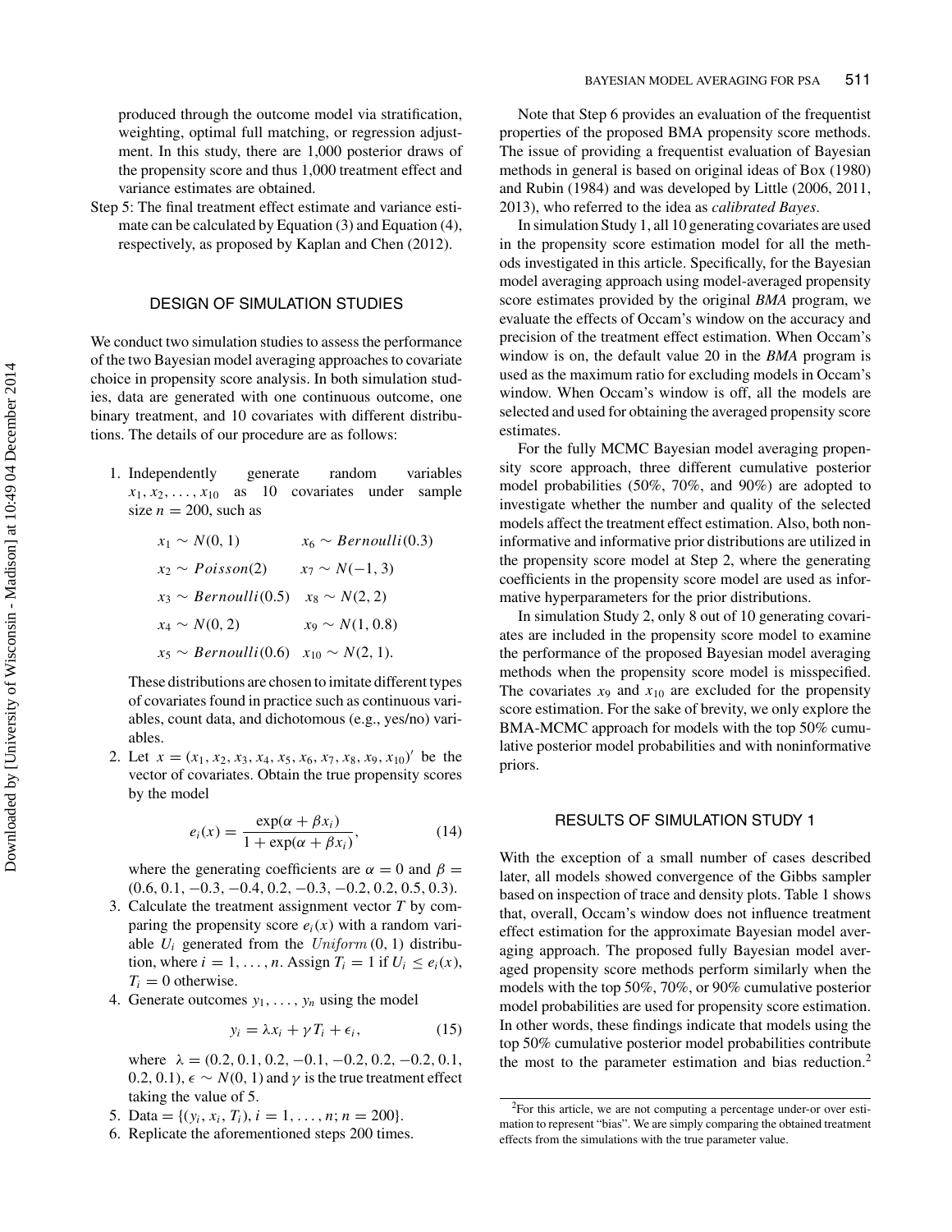produced through the outcome model via stratification, weighting, optimal full matching, or regression adjustment. In this study, there are 1,000 posterior draws of the propensity score and thus 1,000 treatment effect and variance estimates are obtained.

Step 5: The final treatment effect estimate and variance estimate can be calculated by Equation (3) and Equation (4), respectively, as proposed by Kaplan and Chen (2012).

## DESIGN OF SIMULATION STUDIES

We conduct two simulation studies to assess the performance of the two Bayesian model averaging approaches to covariate choice in propensity score analysis. In both simulation studies, data are generated with one continuous outcome, one binary treatment, and 10 covariates with different distributions. The details of our procedure are as follows:

1. Independently generate random variables $x_1, x_2, \ldots, x_{10}$ as 10 covariates under sample size $n = 200$, such as

$$
\begin{array}{ll}
x_1 \sim N(0,1) & x_6 \sim Bernoulli(0.3) \\
x_2 \sim Poisson(2) & x_7 \sim N(-1,3) \\
x_3 \sim Bernoulli(0.5) & x_8 \sim N(2,2) \\
x_4 \sim N(0,2) & x_9 \sim N(1,0.8) \\
x_5 \sim Bernoulli(0.6) & x_{10} \sim N(2,1).
\end{array}
$$

   These distributions are chosen to imitate different types of covariates found in practice such as continuous variables, count data, and dichotomous (e.g., yes/no) variables.

2. Let $x = (x_1, x_2, x_3, x_4, x_5, x_6, x_7, x_8, x_9, x_{10})'$ be the vector of covariates. Obtain the true propensity scores by the model

$$
e_i(x) = \frac{\exp(\alpha + \beta x_i)}{1 + \exp(\alpha + \beta x_i)}, \tag{14}
$$

   where the generating coefficients are $\alpha = 0$ and $\beta = (0.6, 0.1, -0.3, -0.4, 0.2, -0.3, -0.2, 0.2, 0.5, 0.3)$.

3. Calculate the treatment assignment vector $T$ by comparing the propensity score $e_i(x)$ with a random variable $U_i$ generated from the $Uniform\,(0, 1)$ distribution, where $i = 1, \ldots, n$. Assign $T_i = 1$ if $U_i \leq e_i(x)$, $T_i = 0$ otherwise.

4. Generate outcomes $y_1, \ldots, y_n$ using the model

$$
y_i = \lambda x_i + \gamma T_i + \epsilon_i, \tag{15}
$$

   where $\lambda = (0.2, 0.1, 0.2, -0.1, -0.2, 0.2, -0.2, 0.1, 0.2, 0.1)$, $\epsilon \sim N(0, 1)$ and $\gamma$ is the true treatment effect taking the value of 5.

5. Data = $\{(y_i, x_i, T_i), i = 1, \ldots, n; n = 200\}$.

6. Replicate the aforementioned steps 200 times.

Note that Step 6 provides an evaluation of the frequentist properties of the proposed BMA propensity score methods. The issue of providing a frequentist evaluation of Bayesian methods in general is based on original ideas of Box (1980) and Rubin (1984) and was developed by Little (2006, 2011, 2013), who referred to the idea as *calibrated Bayes*.

In simulation Study 1, all 10 generating covariates are used in the propensity score estimation model for all the methods investigated in this article. Specifically, for the Bayesian model averaging approach using model-averaged propensity score estimates provided by the original *BMA* program, we evaluate the effects of Occam's window on the accuracy and precision of the treatment effect estimation. When Occam's window is on, the default value 20 in the *BMA* program is used as the maximum ratio for excluding models in Occam's window. When Occam's window is off, all the models are selected and used for obtaining the averaged propensity score estimates.

For the fully MCMC Bayesian model averaging propensity score approach, three different cumulative posterior model probabilities (50%, 70%, and 90%) are adopted to investigate whether the number and quality of the selected models affect the treatment effect estimation. Also, both noninformative and informative prior distributions are utilized in the propensity score model at Step 2, where the generating coefficients in the propensity score model are used as informative hyperparameters for the prior distributions.

In simulation Study 2, only 8 out of 10 generating covariates are included in the propensity score model to examine the performance of the proposed Bayesian model averaging methods when the propensity score model is misspecified. The covariates $x_9$ and $x_{10}$ are excluded for the propensity score estimation. For the sake of brevity, we only explore the BMA-MCMC approach for models with the top 50% cumulative posterior model probabilities and with noninformative priors.

## RESULTS OF SIMULATION STUDY 1

With the exception of a small number of cases described later, all models showed convergence of the Gibbs sampler based on inspection of trace and density plots. Table 1 shows that, overall, Occam's window does not influence treatment effect estimation for the approximate Bayesian model averaging approach. The proposed fully Bayesian model averaged propensity score methods perform similarly when the models with the top 50%, 70%, or 90% cumulative posterior model probabilities are used for propensity score estimation. In other words, these findings indicate that models using the top 50% cumulative posterior model probabilities contribute the most to the parameter estimation and bias reduction.[2]

[2]For this article, we are not computing a percentage under-or over estimation to represent "bias". We are simply comparing the obtained treatment effects from the simulations with the true parameter value.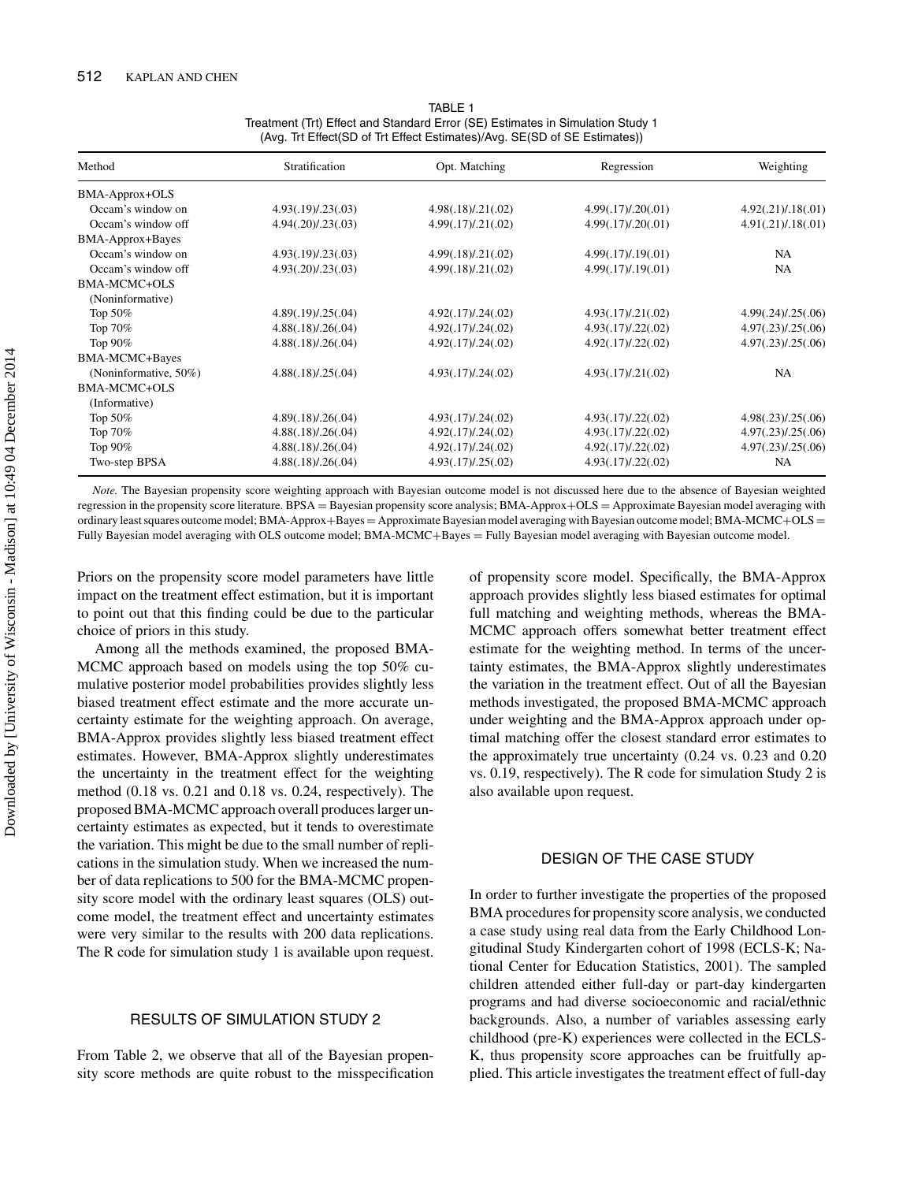TABLE 1
Treatment (Trt) Effect and Standard Error (SE) Estimates in Simulation Study 1
(Avg. Trt Effect(SD of Trt Effect Estimates)/Avg. SE(SD of SE Estimates))

| Method | Stratification | Opt. Matching | Regression | Weighting |
|---|---|---|---|---|
| BMA-Approx+OLS | | | | |
| Occam's window on | 4.93(.19)/.23(.03) | 4.98(.18)/.21(.02) | 4.99(.17)/.20(.01) | 4.92(.21)/.18(.01) |
| Occam's window off | 4.94(.20)/.23(.03) | 4.99(.17)/.21(.02) | 4.99(.17)/.20(.01) | 4.91(.21)/.18(.01) |
| BMA-Approx+Bayes | | | | |
| Occam's window on | 4.93(.19)/.23(.03) | 4.99(.18)/.21(.02) | 4.99(.17)/.19(.01) | NA |
| Occam's window off | 4.93(.20)/.23(.03) | 4.99(.18)/.21(.02) | 4.99(.17)/.19(.01) | NA |
| BMA-MCMC+OLS | | | | |
| (Noninformative) | | | | |
| Top 50% | 4.89(.19)/.25(.04) | 4.92(.17)/.24(.02) | 4.93(.17)/.21(.02) | 4.99(.24)/.25(.06) |
| Top 70% | 4.88(.18)/.26(.04) | 4.92(.17)/.24(.02) | 4.93(.17)/.22(.02) | 4.97(.23)/.25(.06) |
| Top 90% | 4.88(.18)/.26(.04) | 4.92(.17)/.24(.02) | 4.92(.17)/.22(.02) | 4.97(.23)/.25(.06) |
| BMA-MCMC+Bayes | | | | |
| (Noninformative, 50%) | 4.88(.18)/.25(.04) | 4.93(.17)/.24(.02) | 4.93(.17)/.21(.02) | NA |
| BMA-MCMC+OLS | | | | |
| (Informative) | | | | |
| Top 50% | 4.89(.18)/.26(.04) | 4.93(.17)/.24(.02) | 4.93(.17)/.22(.02) | 4.98(.23)/.25(.06) |
| Top 70% | 4.88(.18)/.26(.04) | 4.92(.17)/.24(.02) | 4.93(.17)/.22(.02) | 4.97(.23)/.25(.06) |
| Top 90% | 4.88(.18)/.26(.04) | 4.92(.17)/.24(.02) | 4.92(.17)/.22(.02) | 4.97(.23)/.25(.06) |
| Two-step BPSA | 4.88(.18)/.26(.04) | 4.93(.17)/.25(.02) | 4.93(.17)/.22(.02) | NA |

*Note.* The Bayesian propensity score weighting approach with Bayesian outcome model is not discussed here due to the absence of Bayesian weighted regression in the propensity score literature. BPSA = Bayesian propensity score analysis; BMA-Approx+OLS = Approximate Bayesian model averaging with ordinary least squares outcome model; BMA-Approx+Bayes = Approximate Bayesian model averaging with Bayesian outcome model; BMA-MCMC+OLS = Fully Bayesian model averaging with OLS outcome model; BMA-MCMC+Bayes = Fully Bayesian model averaging with Bayesian outcome model.

Priors on the propensity score model parameters have little impact on the treatment effect estimation, but it is important to point out that this finding could be due to the particular choice of priors in this study.

Among all the methods examined, the proposed BMA-MCMC approach based on models using the top 50% cumulative posterior model probabilities provides slightly less biased treatment effect estimate and the more accurate uncertainty estimate for the weighting approach. On average, BMA-Approx provides slightly less biased treatment effect estimates. However, BMA-Approx slightly underestimates the uncertainty in the treatment effect for the weighting method (0.18 vs. 0.21 and 0.18 vs. 0.24, respectively). The proposed BMA-MCMC approach overall produces larger uncertainty estimates as expected, but it tends to overestimate the variation. This might be due to the small number of replications in the simulation study. When we increased the number of data replications to 500 for the BMA-MCMC propensity score model with the ordinary least squares (OLS) outcome model, the treatment effect and uncertainty estimates were very similar to the results with 200 data replications. The R code for simulation study 1 is available upon request.

## RESULTS OF SIMULATION STUDY 2

From Table 2, we observe that all of the Bayesian propensity score methods are quite robust to the misspecification of propensity score model. Specifically, the BMA-Approx approach provides slightly less biased estimates for optimal full matching and weighting methods, whereas the BMA-MCMC approach offers somewhat better treatment effect estimate for the weighting method. In terms of the uncertainty estimates, the BMA-Approx slightly underestimates the variation in the treatment effect. Out of all the Bayesian methods investigated, the proposed BMA-MCMC approach under weighting and the BMA-Approx approach under optimal matching offer the closest standard error estimates to the approximately true uncertainty (0.24 vs. 0.23 and 0.20 vs. 0.19, respectively). The R code for simulation Study 2 is also available upon request.

## DESIGN OF THE CASE STUDY

In order to further investigate the properties of the proposed BMA procedures for propensity score analysis, we conducted a case study using real data from the Early Childhood Longitudinal Study Kindergarten cohort of 1998 (ECLS-K; National Center for Education Statistics, 2001). The sampled children attended either full-day or part-day kindergarten programs and had diverse socioeconomic and racial/ethnic backgrounds. Also, a number of variables assessing early childhood (pre-K) experiences were collected in the ECLS-K, thus propensity score approaches can be fruitfully applied. This article investigates the treatment effect of full-day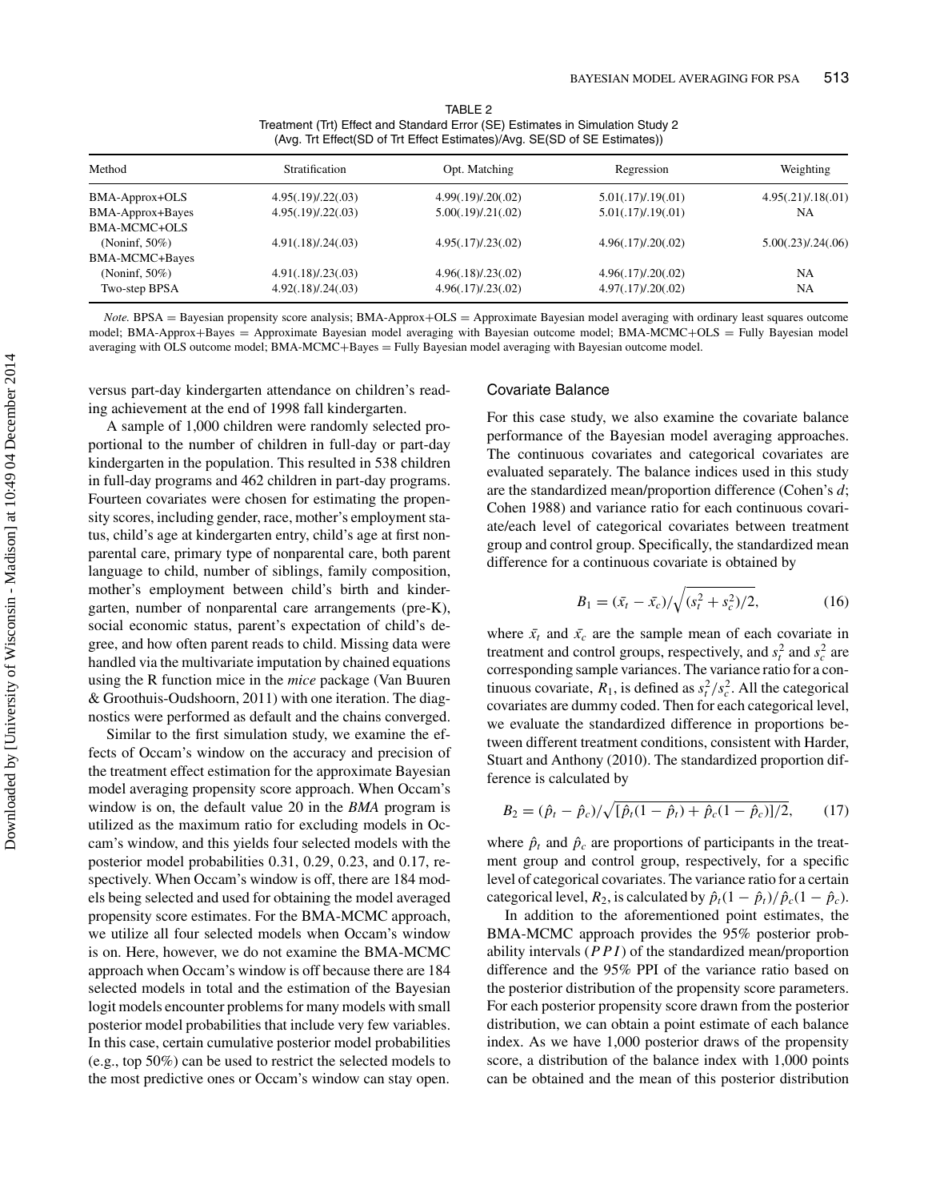TABLE 2
Treatment (Trt) Effect and Standard Error (SE) Estimates in Simulation Study 2
(Avg. Trt Effect(SD of Trt Effect Estimates)/Avg. SE(SD of SE Estimates))

| Method | Stratification | Opt. Matching | Regression | Weighting |
|---|---|---|---|---|
| BMA-Approx+OLS | 4.95(.19)/.22(.03) | 4.99(.19)/.20(.02) | 5.01(.17)/.19(.01) | 4.95(.21)/.18(.01) |
| BMA-Approx+Bayes | 4.95(.19)/.22(.03) | 5.00(.19)/.21(.02) | 5.01(.17)/.19(.01) | NA |
| BMA-MCMC+OLS | | | | |
| (Noninf, 50%) | 4.91(.18)/.24(.03) | 4.95(.17)/.23(.02) | 4.96(.17)/.20(.02) | 5.00(.23)/.24(.06) |
| BMA-MCMC+Bayes | | | | |
| (Noninf, 50%) | 4.91(.18)/.23(.03) | 4.96(.18)/.23(.02) | 4.96(.17)/.20(.02) | NA |
| Two-step BPSA | 4.92(.18)/.24(.03) | 4.96(.17)/.23(.02) | 4.97(.17)/.20(.02) | NA |

*Note.* BPSA = Bayesian propensity score analysis; BMA-Approx+OLS = Approximate Bayesian model averaging with ordinary least squares outcome model; BMA-Approx+Bayes = Approximate Bayesian model averaging with Bayesian outcome model; BMA-MCMC+OLS = Fully Bayesian model averaging with OLS outcome model; BMA-MCMC+Bayes = Fully Bayesian model averaging with Bayesian outcome model.

versus part-day kindergarten attendance on children's reading achievement at the end of 1998 fall kindergarten.

A sample of 1,000 children were randomly selected proportional to the number of children in full-day or part-day kindergarten in the population. This resulted in 538 children in full-day programs and 462 children in part-day programs. Fourteen covariates were chosen for estimating the propensity scores, including gender, race, mother's employment status, child's age at kindergarten entry, child's age at first nonparental care, primary type of nonparental care, both parent language to child, number of siblings, family composition, mother's employment between child's birth and kindergarten, number of nonparental care arrangements (pre-K), social economic status, parent's expectation of child's degree, and how often parent reads to child. Missing data were handled via the multivariate imputation by chained equations using the R function mice in the *mice* package (Van Buuren & Groothuis-Oudshoorn, 2011) with one iteration. The diagnostics were performed as default and the chains converged.

Similar to the first simulation study, we examine the effects of Occam's window on the accuracy and precision of the treatment effect estimation for the approximate Bayesian model averaging propensity score approach. When Occam's window is on, the default value 20 in the *BMA* program is utilized as the maximum ratio for excluding models in Occam's window, and this yields four selected models with the posterior model probabilities 0.31, 0.29, 0.23, and 0.17, respectively. When Occam's window is off, there are 184 models being selected and used for obtaining the model averaged propensity score estimates. For the BMA-MCMC approach, we utilize all four selected models when Occam's window is on. Here, however, we do not examine the BMA-MCMC approach when Occam's window is off because there are 184 selected models in total and the estimation of the Bayesian logit models encounter problems for many models with small posterior model probabilities that include very few variables. In this case, certain cumulative posterior model probabilities (e.g., top 50%) can be used to restrict the selected models to the most predictive ones or Occam's window can stay open.

## Covariate Balance

For this case study, we also examine the covariate balance performance of the Bayesian model averaging approaches. The continuous covariates and categorical covariates are evaluated separately. The balance indices used in this study are the standardized mean/proportion difference (Cohen's *d*; Cohen 1988) and variance ratio for each continuous covariate/each level of categorical covariates between treatment group and control group. Specifically, the standardized mean difference for a continuous covariate is obtained by

$$B_1 = (\bar{x}_t - \bar{x}_c)/\sqrt{(s_t^2 + s_c^2)/2}, \tag{16}$$

where $\bar{x}_t$ and $\bar{x}_c$ are the sample mean of each covariate in treatment and control groups, respectively, and $s_t^2$ and $s_c^2$ are corresponding sample variances. The variance ratio for a continuous covariate, $R_1$, is defined as $s_t^2/s_c^2$. All the categorical covariates are dummy coded. Then for each categorical level, we evaluate the standardized difference in proportions between different treatment conditions, consistent with Harder, Stuart and Anthony (2010). The standardized proportion difference is calculated by

$$B_2 = (\hat{p}_t - \hat{p}_c)/\sqrt{[\hat{p}_t(1 - \hat{p}_t) + \hat{p}_c(1 - \hat{p}_c)]/2}, \tag{17}$$

where $\hat{p}_t$ and $\hat{p}_c$ are proportions of participants in the treatment group and control group, respectively, for a specific level of categorical covariates. The variance ratio for a certain categorical level, $R_2$, is calculated by $\hat{p}_t(1 - \hat{p}_t)/\hat{p}_c(1 - \hat{p}_c)$.

In addition to the aforementioned point estimates, the BMA-MCMC approach provides the 95% posterior probability intervals ($PPI$) of the standardized mean/proportion difference and the 95% PPI of the variance ratio based on the posterior distribution of the propensity score parameters. For each posterior propensity score drawn from the posterior distribution, we can obtain a point estimate of each balance index. As we have 1,000 posterior draws of the propensity score, a distribution of the balance index with 1,000 points can be obtained and the mean of this posterior distribution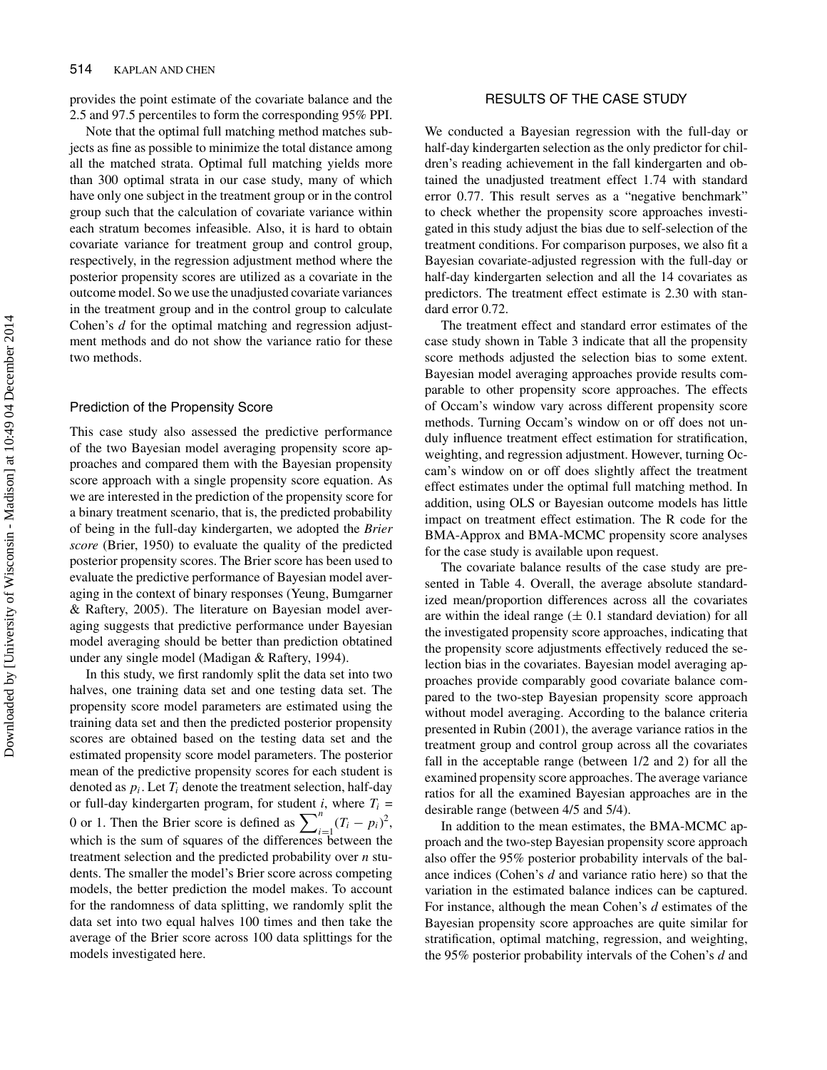provides the point estimate of the covariate balance and the 2.5 and 97.5 percentiles to form the corresponding 95% PPI.

Note that the optimal full matching method matches subjects as fine as possible to minimize the total distance among all the matched strata. Optimal full matching yields more than 300 optimal strata in our case study, many of which have only one subject in the treatment group or in the control group such that the calculation of covariate variance within each stratum becomes infeasible. Also, it is hard to obtain covariate variance for treatment group and control group, respectively, in the regression adjustment method where the posterior propensity scores are utilized as a covariate in the outcome model. So we use the unadjusted covariate variances in the treatment group and in the control group to calculate Cohen's *d* for the optimal matching and regression adjustment methods and do not show the variance ratio for these two methods.

### Prediction of the Propensity Score

This case study also assessed the predictive performance of the two Bayesian model averaging propensity score approaches and compared them with the Bayesian propensity score approach with a single propensity score equation. As we are interested in the prediction of the propensity score for a binary treatment scenario, that is, the predicted probability of being in the full-day kindergarten, we adopted the *Brier score* (Brier, 1950) to evaluate the quality of the predicted posterior propensity scores. The Brier score has been used to evaluate the predictive performance of Bayesian model averaging in the context of binary responses (Yeung, Bumgarner & Raftery, 2005). The literature on Bayesian model averaging suggests that predictive performance under Bayesian model averaging should be better than prediction obtained under any single model (Madigan & Raftery, 1994).

In this study, we first randomly split the data set into two halves, one training data set and one testing data set. The propensity score model parameters are estimated using the training data set and then the predicted posterior propensity scores are obtained based on the testing data set and the estimated propensity score model parameters. The posterior mean of the predictive propensity scores for each student is denoted as $p_i$. Let $T_i$ denote the treatment selection, half-day or full-day kindergarten program, for student $i$, where $T_i$ = 0 or 1. Then the Brier score is defined as $\sum_{i=1}^{n}(T_i - p_i)^2$, which is the sum of squares of the differences between the treatment selection and the predicted probability over $n$ students. The smaller the model's Brier score across competing models, the better prediction the model makes. To account for the randomness of data splitting, we randomly split the data set into two equal halves 100 times and then take the average of the Brier score across 100 data splittings for the models investigated here.

## RESULTS OF THE CASE STUDY

We conducted a Bayesian regression with the full-day or half-day kindergarten selection as the only predictor for children's reading achievement in the fall kindergarten and obtained the unadjusted treatment effect 1.74 with standard error 0.77. This result serves as a "negative benchmark" to check whether the propensity score approaches investigated in this study adjust the bias due to self-selection of the treatment conditions. For comparison purposes, we also fit a Bayesian covariate-adjusted regression with the full-day or half-day kindergarten selection and all the 14 covariates as predictors. The treatment effect estimate is 2.30 with standard error 0.72.

The treatment effect and standard error estimates of the case study shown in Table 3 indicate that all the propensity score methods adjusted the selection bias to some extent. Bayesian model averaging approaches provide results comparable to other propensity score approaches. The effects of Occam's window vary across different propensity score methods. Turning Occam's window on or off does not unduly influence treatment effect estimation for stratification, weighting, and regression adjustment. However, turning Occam's window on or off does slightly affect the treatment effect estimates under the optimal full matching method. In addition, using OLS or Bayesian outcome models has little impact on treatment effect estimation. The R code for the BMA-Approx and BMA-MCMC propensity score analyses for the case study is available upon request.

The covariate balance results of the case study are presented in Table 4. Overall, the average absolute standardized mean/proportion differences across all the covariates are within the ideal range (± 0.1 standard deviation) for all the investigated propensity score approaches, indicating that the propensity score adjustments effectively reduced the selection bias in the covariates. Bayesian model averaging approaches provide comparably good covariate balance compared to the two-step Bayesian propensity score approach without model averaging. According to the balance criteria presented in Rubin (2001), the average variance ratios in the treatment group and control group across all the covariates fall in the acceptable range (between 1/2 and 2) for all the examined propensity score approaches. The average variance ratios for all the examined Bayesian approaches are in the desirable range (between 4/5 and 5/4).

In addition to the mean estimates, the BMA-MCMC approach and the two-step Bayesian propensity score approach also offer the 95% posterior probability intervals of the balance indices (Cohen's *d* and variance ratio here) so that the variation in the estimated balance indices can be captured. For instance, although the mean Cohen's *d* estimates of the Bayesian propensity score approaches are quite similar for stratification, optimal matching, regression, and weighting, the 95% posterior probability intervals of the Cohen's *d* and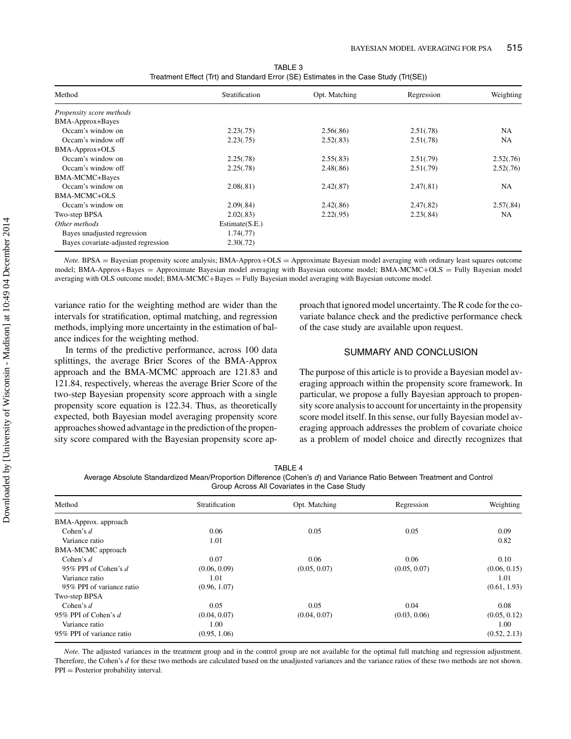TABLE 3
Treatment Effect (Trt) and Standard Error (SE) Estimates in the Case Study (Trt(SE))

| Method | Stratification | Opt. Matching | Regression | Weighting |
|---|---|---|---|---|
| *Propensity score methods* | | | | |
| BMA-Approx+Bayes | | | | |
| Occam's window on | 2.23(.75) | 2.56(.86) | 2.51(.78) | NA |
| Occam's window off | 2.23(.75) | 2.52(.83) | 2.51(.78) | NA |
| BMA-Approx+OLS | | | | |
| Occam's window on | 2.25(.78) | 2.55(.83) | 2.51(.79) | 2.52(.76) |
| Occam's window off | 2.25(.78) | 2.48(.86) | 2.51(.79) | 2.52(.76) |
| BMA-MCMC+Bayes | | | | |
| Occam's window on | 2.08(.81) | 2.42(.87) | 2.47(.81) | NA |
| BMA-MCMC+OLS | | | | |
| Occam's window on | 2.09(.84) | 2.42(.86) | 2.47(.82) | 2.57(.84) |
| Two-step BPSA | 2.02(.83) | 2.22(.95) | 2.23(.84) | NA |
| *Other methods* | Estimate(S.E.) | | | |
| Bayes unadjusted regression | 1.74(.77) | | | |
| Bayes covariate-adjusted regression | 2.30(.72) | | | |

*Note.* BPSA = Bayesian propensity score analysis; BMA-Approx+OLS = Approximate Bayesian model averaging with ordinary least squares outcome model; BMA-Approx+Bayes = Approximate Bayesian model averaging with Bayesian outcome model; BMA-MCMC+OLS = Fully Bayesian model averaging with OLS outcome model; BMA-MCMC+Bayes = Fully Bayesian model averaging with Bayesian outcome model.

variance ratio for the weighting method are wider than the intervals for stratification, optimal matching, and regression methods, implying more uncertainty in the estimation of balance indices for the weighting method.

In terms of the predictive performance, across 100 data splittings, the average Brier Scores of the BMA-Approx approach and the BMA-MCMC approach are 121.83 and 121.84, respectively, whereas the average Brier Score of the two-step Bayesian propensity score approach with a single propensity score equation is 122.34. Thus, as theoretically expected, both Bayesian model averaging propensity score approaches showed advantage in the prediction of the propensity score compared with the Bayesian propensity score approach that ignored model uncertainty. The R code for the covariate balance check and the predictive performance check of the case study are available upon request.

## SUMMARY AND CONCLUSION

The purpose of this article is to provide a Bayesian model averaging approach within the propensity score framework. In particular, we propose a fully Bayesian approach to propensity score analysis to account for uncertainty in the propensity score model itself. In this sense, our fully Bayesian model averaging approach addresses the problem of covariate choice as a problem of model choice and directly recognizes that

TABLE 4
Average Absolute Standardized Mean/Proportion Difference (Cohen's *d*) and Variance Ratio Between Treatment and Control Group Across All Covariates in the Case Study

| Method | Stratification | Opt. Matching | Regression | Weighting |
|---|---|---|---|---|
| BMA-Approx. approach | | | | |
| Cohen's *d* | 0.06 | 0.05 | 0.05 | 0.09 |
| Variance ratio | 1.01 | | | 0.82 |
| BMA-MCMC approach | | | | |
| Cohen's *d* | 0.07 | 0.06 | 0.06 | 0.10 |
| 95% PPI of Cohen's *d* | (0.06, 0.09) | (0.05, 0.07) | (0.05, 0.07) | (0.06, 0.15) |
| Variance ratio | 1.01 | | | 1.01 |
| 95% PPI of variance ratio | (0.96, 1.07) | | | (0.61, 1.93) |
| Two-step BPSA | | | | |
| Cohen's *d* | 0.05 | 0.05 | 0.04 | 0.08 |
| 95% PPI of Cohen's *d* | (0.04, 0.07) | (0.04, 0.07) | (0.03, 0.06) | (0.05, 0.12) |
| Variance ratio | 1.00 | | | 1.00 |
| 95% PPI of variance ratio | (0.95, 1.06) | | | (0.52, 2.13) |

*Note.* The adjusted variances in the treatment group and in the control group are not available for the optimal full matching and regression adjustment. Therefore, the Cohen's *d* for these two methods are calculated based on the unadjusted variances and the variance ratios of these two methods are not shown. PPI = Posterior probability interval.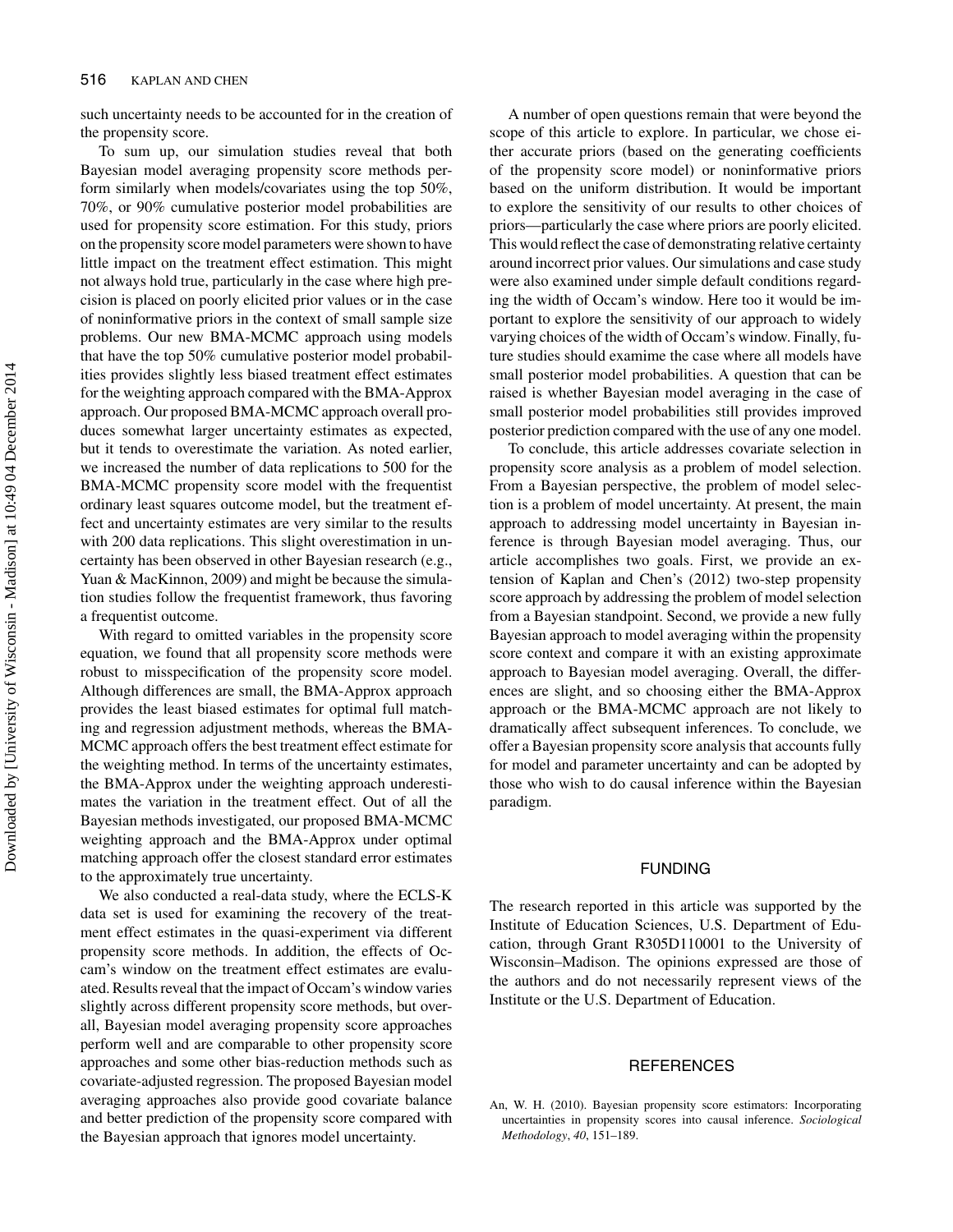such uncertainty needs to be accounted for in the creation of the propensity score.

To sum up, our simulation studies reveal that both Bayesian model averaging propensity score methods perform similarly when models/covariates using the top 50%, 70%, or 90% cumulative posterior model probabilities are used for propensity score estimation. For this study, priors on the propensity score model parameters were shown to have little impact on the treatment effect estimation. This might not always hold true, particularly in the case where high precision is placed on poorly elicited prior values or in the case of noninformative priors in the context of small sample size problems. Our new BMA-MCMC approach using models that have the top 50% cumulative posterior model probabilities provides slightly less biased treatment effect estimates for the weighting approach compared with the BMA-Approx approach. Our proposed BMA-MCMC approach overall produces somewhat larger uncertainty estimates as expected, but it tends to overestimate the variation. As noted earlier, we increased the number of data replications to 500 for the BMA-MCMC propensity score model with the frequentist ordinary least squares outcome model, but the treatment effect and uncertainty estimates are very similar to the results with 200 data replications. This slight overestimation in uncertainty has been observed in other Bayesian research (e.g., Yuan & MacKinnon, 2009) and might be because the simulation studies follow the frequentist framework, thus favoring a frequentist outcome.

With regard to omitted variables in the propensity score equation, we found that all propensity score methods were robust to misspecification of the propensity score model. Although differences are small, the BMA-Approx approach provides the least biased estimates for optimal full matching and regression adjustment methods, whereas the BMA-MCMC approach offers the best treatment effect estimate for the weighting method. In terms of the uncertainty estimates, the BMA-Approx under the weighting approach underestimates the variation in the treatment effect. Out of all the Bayesian methods investigated, our proposed BMA-MCMC weighting approach and the BMA-Approx under optimal matching approach offer the closest standard error estimates to the approximately true uncertainty.

We also conducted a real-data study, where the ECLS-K data set is used for examining the recovery of the treatment effect estimates in the quasi-experiment via different propensity score methods. In addition, the effects of Occam's window on the treatment effect estimates are evaluated. Results reveal that the impact of Occam's window varies slightly across different propensity score methods, but overall, Bayesian model averaging propensity score approaches perform well and are comparable to other propensity score approaches and some other bias-reduction methods such as covariate-adjusted regression. The proposed Bayesian model averaging approaches also provide good covariate balance and better prediction of the propensity score compared with the Bayesian approach that ignores model uncertainty.

A number of open questions remain that were beyond the scope of this article to explore. In particular, we chose either accurate priors (based on the generating coefficients of the propensity score model) or noninformative priors based on the uniform distribution. It would be important to explore the sensitivity of our results to other choices of priors—particularly the case where priors are poorly elicited. This would reflect the case of demonstrating relative certainty around incorrect prior values. Our simulations and case study were also examined under simple default conditions regarding the width of Occam's window. Here too it would be important to explore the sensitivity of our approach to widely varying choices of the width of Occam's window. Finally, future studies should examime the case where all models have small posterior model probabilities. A question that can be raised is whether Bayesian model averaging in the case of small posterior model probabilities still provides improved posterior prediction compared with the use of any one model.

To conclude, this article addresses covariate selection in propensity score analysis as a problem of model selection. From a Bayesian perspective, the problem of model selection is a problem of model uncertainty. At present, the main approach to addressing model uncertainty in Bayesian inference is through Bayesian model averaging. Thus, our article accomplishes two goals. First, we provide an extension of Kaplan and Chen's (2012) two-step propensity score approach by addressing the problem of model selection from a Bayesian standpoint. Second, we provide a new fully Bayesian approach to model averaging within the propensity score context and compare it with an existing approximate approach to Bayesian model averaging. Overall, the differences are slight, and so choosing either the BMA-Approx approach or the BMA-MCMC approach are not likely to dramatically affect subsequent inferences. To conclude, we offer a Bayesian propensity score analysis that accounts fully for model and parameter uncertainty and can be adopted by those who wish to do causal inference within the Bayesian paradigm.

## FUNDING

The research reported in this article was supported by the Institute of Education Sciences, U.S. Department of Education, through Grant R305D110001 to the University of Wisconsin–Madison. The opinions expressed are those of the authors and do not necessarily represent views of the Institute or the U.S. Department of Education.

## REFERENCES

An, W. H. (2010). Bayesian propensity score estimators: Incorporating uncertainties in propensity scores into causal inference. *Sociological Methodology*, *40*, 151–189.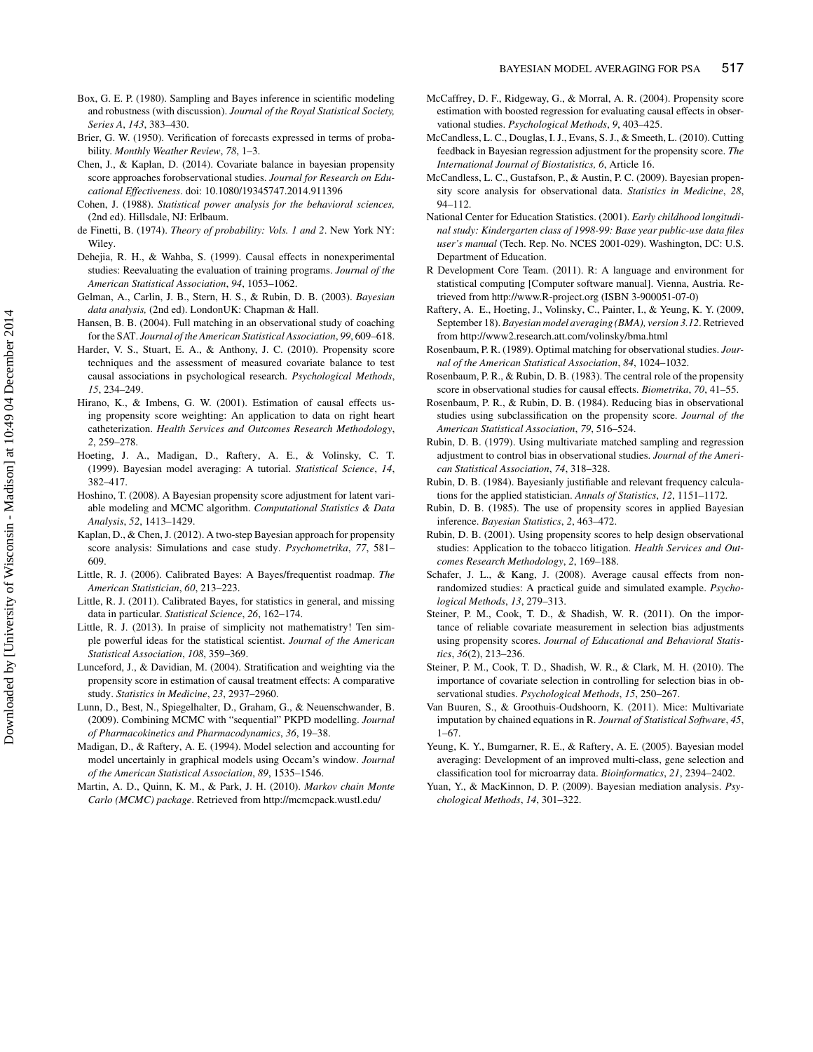Box, G. E. P. (1980). Sampling and Bayes inference in scientific modeling and robustness (with discussion). *Journal of the Royal Statistical Society, Series A*, *143*, 383–430.

Brier, G. W. (1950). Verification of forecasts expressed in terms of probability. *Monthly Weather Review*, *78*, 1–3.

Chen, J., & Kaplan, D. (2014). Covariate balance in bayesian propensity score approaches forobservational studies. *Journal for Research on Educational Effectiveness*. doi: 10.1080/19345747.2014.911396

Cohen, J. (1988). *Statistical power analysis for the behavioral sciences,* (2nd ed). Hillsdale, NJ: Erlbaum.

de Finetti, B. (1974). *Theory of probability: Vols. 1 and 2*. New York NY: Wiley.

Dehejia, R. H., & Wahba, S. (1999). Causal effects in nonexperimental studies: Reevaluating the evaluation of training programs. *Journal of the American Statistical Association*, *94*, 1053–1062.

Gelman, A., Carlin, J. B., Stern, H. S., & Rubin, D. B. (2003). *Bayesian data analysis,* (2nd ed). LondonUK: Chapman & Hall.

Hansen, B. B. (2004). Full matching in an observational study of coaching for the SAT. *Journal of the American Statistical Association*, *99*, 609–618.

Harder, V. S., Stuart, E. A., & Anthony, J. C. (2010). Propensity score techniques and the assessment of measured covariate balance to test causal associations in psychological research. *Psychological Methods*, *15*, 234–249.

Hirano, K., & Imbens, G. W. (2001). Estimation of causal effects using propensity score weighting: An application to data on right heart catheterization. *Health Services and Outcomes Research Methodology*, *2*, 259–278.

Hoeting, J. A., Madigan, D., Raftery, A. E., & Volinsky, C. T. (1999). Bayesian model averaging: A tutorial. *Statistical Science*, *14*, 382–417.

Hoshino, T. (2008). A Bayesian propensity score adjustment for latent variable modeling and MCMC algorithm. *Computational Statistics & Data Analysis*, *52*, 1413–1429.

Kaplan, D., & Chen, J. (2012). A two-step Bayesian approach for propensity score analysis: Simulations and case study. *Psychometrika*, *77*, 581–609.

Little, R. J. (2006). Calibrated Bayes: A Bayes/frequentist roadmap. *The American Statistician*, *60*, 213–223.

Little, R. J. (2011). Calibrated Bayes, for statistics in general, and missing data in particular. *Statistical Science*, *26*, 162–174.

Little, R. J. (2013). In praise of simplicity not mathematistry! Ten simple powerful ideas for the statistical scientist. *Journal of the American Statistical Association*, *108*, 359–369.

Lunceford, J., & Davidian, M. (2004). Stratification and weighting via the propensity score in estimation of causal treatment effects: A comparative study. *Statistics in Medicine*, *23*, 2937–2960.

Lunn, D., Best, N., Spiegelhalter, D., Graham, G., & Neuenschwander, B. (2009). Combining MCMC with "sequential" PKPD modelling. *Journal of Pharmacokinetics and Pharmacodynamics*, *36*, 19–38.

Madigan, D., & Raftery, A. E. (1994). Model selection and accounting for model uncertainly in graphical models using Occam's window. *Journal of the American Statistical Association*, *89*, 1535–1546.

Martin, A. D., Quinn, K. M., & Park, J. H. (2010). *Markov chain Monte Carlo (MCMC) package*. Retrieved from http://mcmcpack.wustl.edu/

McCaffrey, D. F., Ridgeway, G., & Morral, A. R. (2004). Propensity score estimation with boosted regression for evaluating causal effects in observational studies. *Psychological Methods*, *9*, 403–425.

McCandless, L. C., Douglas, I. J., Evans, S. J., & Smeeth, L. (2010). Cutting feedback in Bayesian regression adjustment for the propensity score. *The International Journal of Biostatistics, 6*, Article 16.

McCandless, L. C., Gustafson, P., & Austin, P. C. (2009). Bayesian propensity score analysis for observational data. *Statistics in Medicine*, *28*, 94–112.

National Center for Education Statistics. (2001). *Early childhood longitudinal study: Kindergarten class of 1998-99: Base year public-use data files user's manual* (Tech. Rep. No. NCES 2001-029). Washington, DC: U.S. Department of Education.

R Development Core Team. (2011). R: A language and environment for statistical computing [Computer software manual]. Vienna, Austria. Retrieved from http://www.R-project.org (ISBN 3-900051-07-0)

Raftery, A. E., Hoeting, J., Volinsky, C., Painter, I., & Yeung, K. Y. (2009, September 18). *Bayesian model averaging (BMA), version 3.12*. Retrieved from http://www2.research.att.com/volinsky/bma.html

Rosenbaum, P. R. (1989). Optimal matching for observational studies. *Journal of the American Statistical Association*, *84*, 1024–1032.

Rosenbaum, P. R., & Rubin, D. B. (1983). The central role of the propensity score in observational studies for causal effects. *Biometrika*, *70*, 41–55.

Rosenbaum, P. R., & Rubin, D. B. (1984). Reducing bias in observational studies using subclassification on the propensity score. *Journal of the American Statistical Association*, *79*, 516–524.

Rubin, D. B. (1979). Using multivariate matched sampling and regression adjustment to control bias in observational studies. *Journal of the American Statistical Association*, *74*, 318–328.

Rubin, D. B. (1984). Bayesianly justifiable and relevant frequency calculations for the applied statistician. *Annals of Statistics*, *12*, 1151–1172.

Rubin, D. B. (1985). The use of propensity scores in applied Bayesian inference. *Bayesian Statistics*, *2*, 463–472.

Rubin, D. B. (2001). Using propensity scores to help design observational studies: Application to the tobacco litigation. *Health Services and Outcomes Research Methodology*, *2*, 169–188.

Schafer, J. L., & Kang, J. (2008). Average causal effects from non-randomized studies: A practical guide and simulated example. *Psychological Methods*, *13*, 279–313.

Steiner, P. M., Cook, T. D., & Shadish, W. R. (2011). On the importance of reliable covariate measurement in selection bias adjustments using propensity scores. *Journal of Educational and Behavioral Statistics*, *36*(2), 213–236.

Steiner, P. M., Cook, T. D., Shadish, W. R., & Clark, M. H. (2010). The importance of covariate selection in controlling for selection bias in observational studies. *Psychological Methods*, *15*, 250–267.

Van Buuren, S., & Groothuis-Oudshoorn, K. (2011). Mice: Multivariate imputation by chained equations in R. *Journal of Statistical Software*, *45*, 1–67.

Yeung, K. Y., Bumgarner, R. E., & Raftery, A. E. (2005). Bayesian model averaging: Development of an improved multi-class, gene selection and classification tool for microarray data. *Bioinformatics*, *21*, 2394–2402.

Yuan, Y., & MacKinnon, D. P. (2009). Bayesian mediation analysis. *Psychological Methods*, *14*, 301–322.